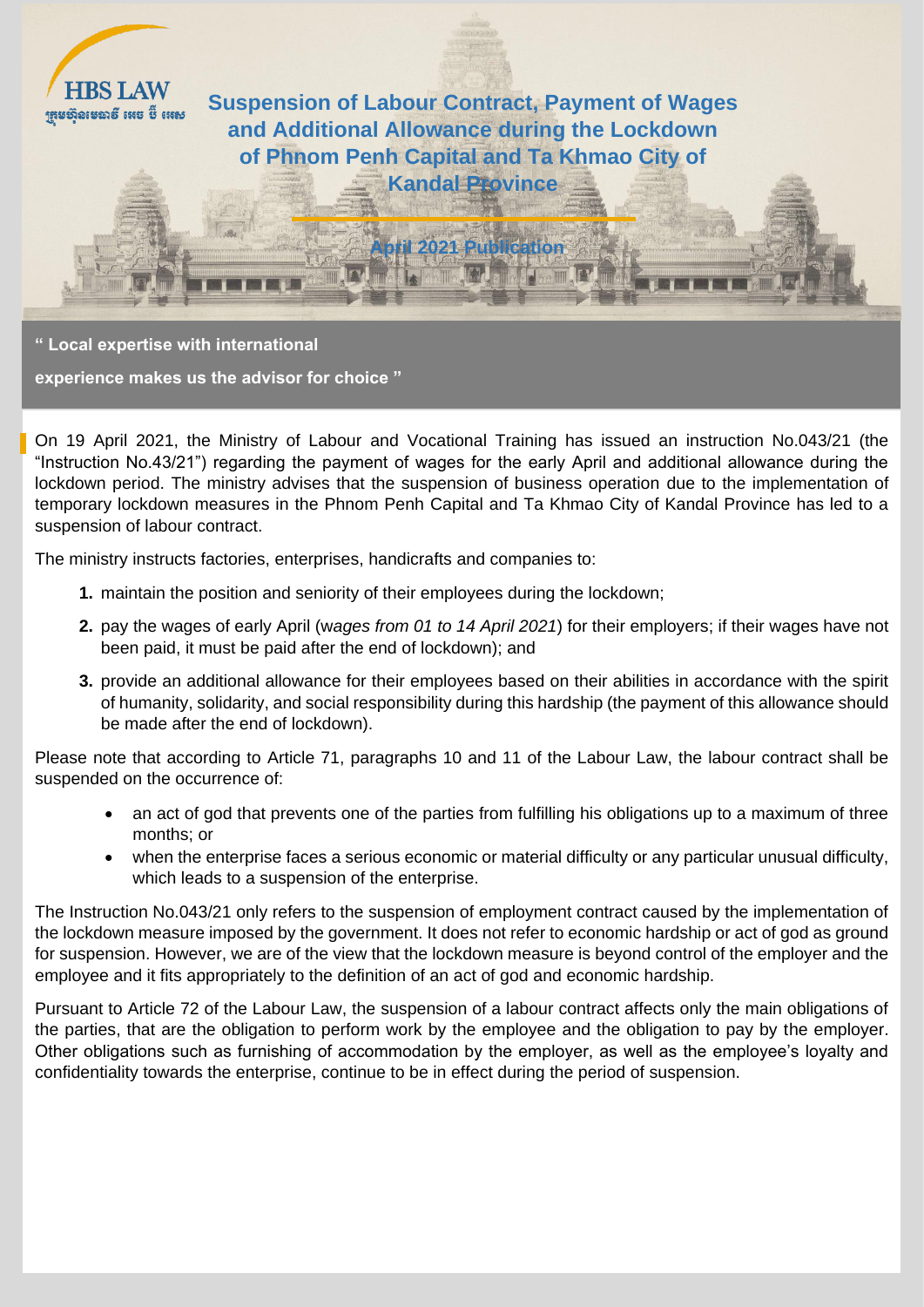HBS LAW

ក្រុមហ៊ុនមេធាវី អេច ប៊ី អេស

# Suspension of Labour Contract, Payment of Wages and Additional Allowance during the Lockdown of Phnom Penh Capital and Ta Khmao City of Kandal Province

April 2021 Publication

**" Local expertise with international experience makes us the advisor for choice "**

On 19 April 2021, the Ministry of Labour and Vocational Training has issued an instruction No.043/21 (the "Instruction No.43/21") regarding the payment of wages for the early April and additional allowance during the lockdown period. The ministry advises that the suspension of business operation due to the implementation of temporary lockdown measures in the Phnom Penh Capital and Ta Khmao City of Kandal Province has led to a suspension of labour contract.

The ministry instructs factories, enterprises, handicrafts and companies to:

1. maintain the position and seniority of their employees during the lockdown;
2. pay the wages of early April (*wages from 01 to 14 April 2021*) for their employers; if their wages have not been paid, it must be paid after the end of lockdown); and
3. provide an additional allowance for their employees based on their abilities in accordance with the spirit of humanity, solidarity, and social responsibility during this hardship (the payment of this allowance should be made after the end of lockdown).

Please note that according to Article 71, paragraphs 10 and 11 of the Labour Law, the labour contract shall be suspended on the occurrence of:

- an act of god that prevents one of the parties from fulfilling his obligations up to a maximum of three months; or
- when the enterprise faces a serious economic or material difficulty or any particular unusual difficulty, which leads to a suspension of the enterprise.

The Instruction No.043/21 only refers to the suspension of employment contract caused by the implementation of the lockdown measure imposed by the government. It does not refer to economic hardship or act of god as ground for suspension. However, we are of the view that the lockdown measure is beyond control of the employer and the employee and it fits appropriately to the definition of an act of god and economic hardship.

Pursuant to Article 72 of the Labour Law, the suspension of a labour contract affects only the main obligations of the parties, that are the obligation to perform work by the employee and the obligation to pay by the employer. Other obligations such as furnishing of accommodation by the employer, as well as the employee's loyalty and confidentiality towards the enterprise, continue to be in effect during the period of suspension.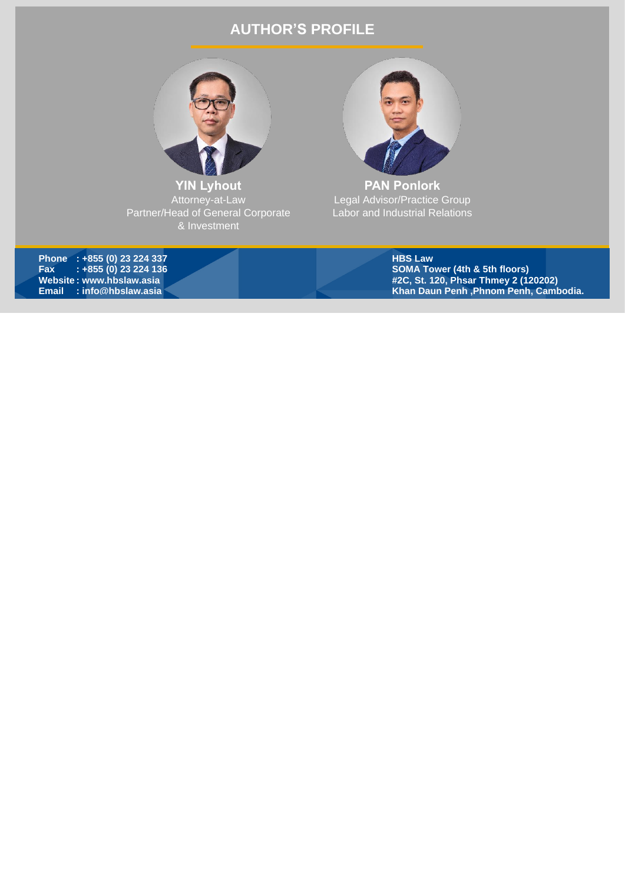## AUTHOR'S PROFILE

**YIN Lyhout**
Attorney-at-Law
Partner/Head of General Corporate & Investment

**PAN Ponlork**
Legal Advisor/Practice Group
Labor and Industrial Relations

**Phone** : +855 (0) 23 224 337
**Fax** : +855 (0) 23 224 136
**Website** : www.hbslaw.asia
**Email** : info@hbslaw.asia

**HBS Law**
**SOMA Tower (4th & 5th floors)**
**#2C, St. 120, Phsar Thmey 2 (120202)**
**Khan Daun Penh ,Phnom Penh, Cambodia.**